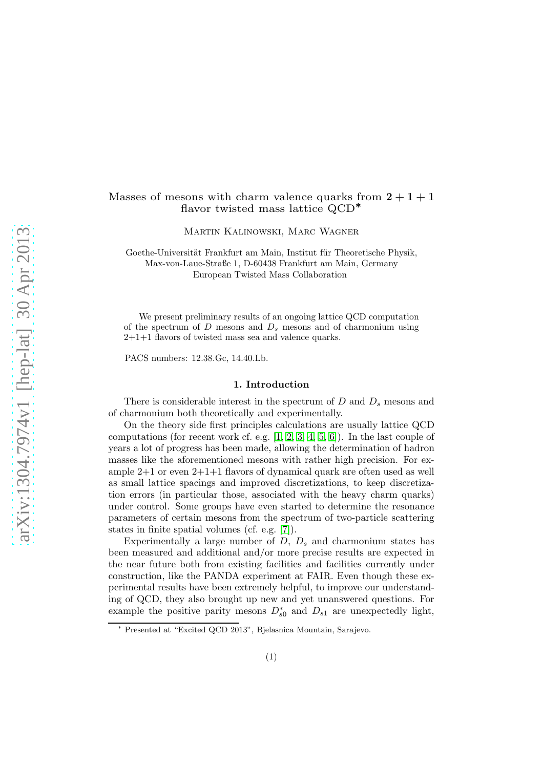# Masses of mesons with charm valence quarks from $2 + 1 + 1$ flavor twisted mass lattice QCD*

Martin Kalinowski, Marc Wagner

Goethe-Universität Frankfurt am Main, Institut für Theoretische Physik,
Max-von-Laue-Straße 1, D-60438 Frankfurt am Main, Germany
European Twisted Mass Collaboration

We present preliminary results of an ongoing lattice QCD computation of the spectrum of $D$ mesons and $D_s$ mesons and of charmonium using 2+1+1 flavors of twisted mass sea and valence quarks.

PACS numbers: 12.38.Gc, 14.40.Lb.

## 1. Introduction

There is considerable interest in the spectrum of $D$ and $D_s$ mesons and of charmonium both theoretically and experimentally.

On the theory side first principles calculations are usually lattice QCD computations (for recent work cf. e.g. [1, 2, 3, 4, 5, 6]). In the last couple of years a lot of progress has been made, allowing the determination of hadron masses like the aforementioned mesons with rather high precision. For example 2+1 or even 2+1+1 flavors of dynamical quark are often used as well as small lattice spacings and improved discretizations, to keep discretization errors (in particular those, associated with the heavy charm quarks) under control. Some groups have even started to determine the resonance parameters of certain mesons from the spectrum of two-particle scattering states in finite spatial volumes (cf. e.g. [7]).

Experimentally a large number of $D$, $D_s$ and charmonium states has been measured and additional and/or more precise results are expected in the near future both from existing facilities and facilities currently under construction, like the PANDA experiment at FAIR. Even though these experimental results have been extremely helpful, to improve our understanding of QCD, they also brought up new and yet unanswered questions. For example the positive parity mesons $D_{s0}^*$ and $D_{s1}$ are unexpectedly light,

* Presented at "Excited QCD 2013", Bjelasnica Mountain, Sarajevo.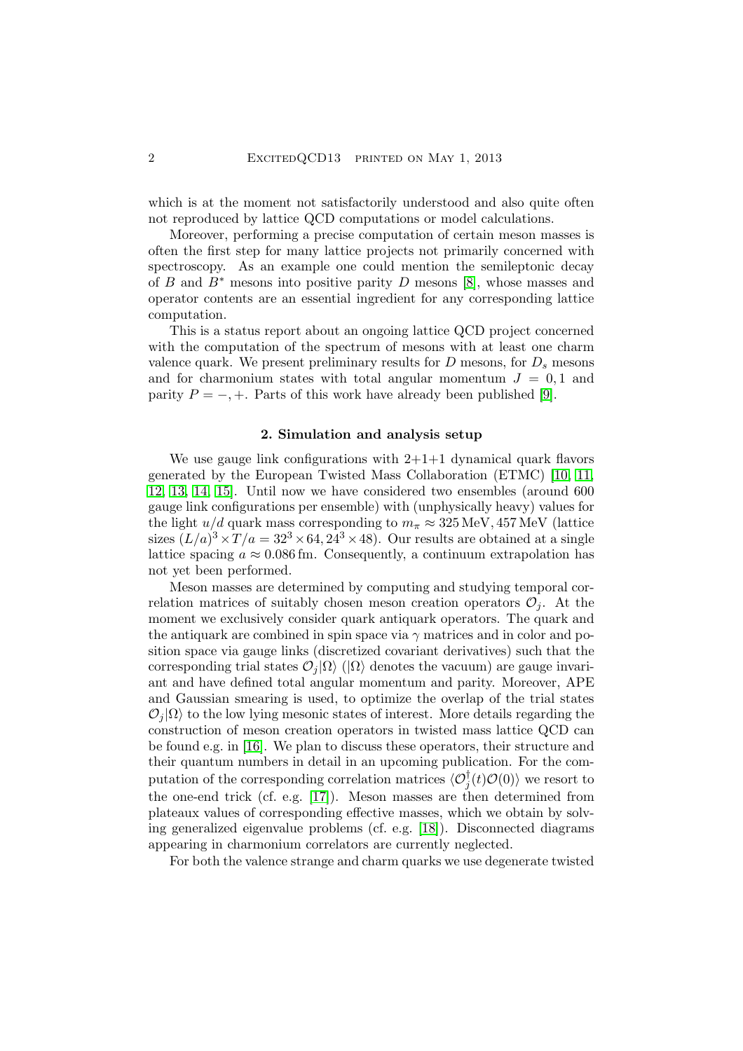which is at the moment not satisfactorily understood and also quite often not reproduced by lattice QCD computations or model calculations.

Moreover, performing a precise computation of certain meson masses is often the first step for many lattice projects not primarily concerned with spectroscopy. As an example one could mention the semileptonic decay of $B$ and $B^*$ mesons into positive parity $D$ mesons [8], whose masses and operator contents are an essential ingredient for any corresponding lattice computation.

This is a status report about an ongoing lattice QCD project concerned with the computation of the spectrum of mesons with at least one charm valence quark. We present preliminary results for $D$ mesons, for $D_s$ mesons and for charmonium states with total angular momentum $J = 0, 1$ and parity $P = -, +$. Parts of this work have already been published [9].

## 2. Simulation and analysis setup

We use gauge link configurations with 2+1+1 dynamical quark flavors generated by the European Twisted Mass Collaboration (ETMC) [10, 11, 12, 13, 14, 15]. Until now we have considered two ensembles (around 600 gauge link configurations per ensemble) with (unphysically heavy) values for the light $u/d$ quark mass corresponding to $m_\pi \approx 325\,\mathrm{MeV}, 457\,\mathrm{MeV}$ (lattice sizes $(L/a)^3 \times T/a = 32^3 \times 64, 24^3 \times 48$). Our results are obtained at a single lattice spacing $a \approx 0.086\,\mathrm{fm}$. Consequently, a continuum extrapolation has not yet been performed.

Meson masses are determined by computing and studying temporal correlation matrices of suitably chosen meson creation operators $\mathcal{O}_j$. At the moment we exclusively consider quark antiquark operators. The quark and the antiquark are combined in spin space via $\gamma$ matrices and in color and position space via gauge links (discretized covariant derivatives) such that the corresponding trial states $\mathcal{O}_j|\Omega\rangle$ ($|\Omega\rangle$ denotes the vacuum) are gauge invariant and have defined total angular momentum and parity. Moreover, APE and Gaussian smearing is used, to optimize the overlap of the trial states $\mathcal{O}_j|\Omega\rangle$ to the low lying mesonic states of interest. More details regarding the construction of meson creation operators in twisted mass lattice QCD can be found e.g. in [16]. We plan to discuss these operators, their structure and their quantum numbers in detail in an upcoming publication. For the computation of the corresponding correlation matrices $\langle \mathcal{O}_j^\dagger(t)\mathcal{O}(0)\rangle$ we resort to the one-end trick (cf. e.g. [17]). Meson masses are then determined from plateaux values of corresponding effective masses, which we obtain by solving generalized eigenvalue problems (cf. e.g. [18]). Disconnected diagrams appearing in charmonium correlators are currently neglected.

For both the valence strange and charm quarks we use degenerate twisted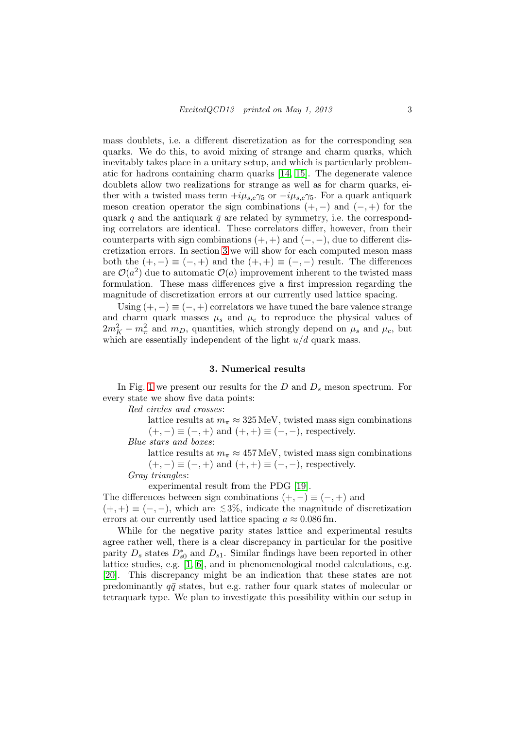mass doublets, i.e. a different discretization as for the corresponding sea quarks. We do this, to avoid mixing of strange and charm quarks, which inevitably takes place in a unitary setup, and which is particularly problematic for hadrons containing charm quarks [14, 15]. The degenerate valence doublets allow two realizations for strange as well as for charm quarks, either with a twisted mass term $+i\mu_{s,c}\gamma_5$ or $-i\mu_{s,c}\gamma_5$. For a quark antiquark meson creation operator the sign combinations $(+,-)$ and $(-,+)$ for the quark $q$ and the antiquark $\bar{q}$ are related by symmetry, i.e. the corresponding correlators are identical. These correlators differ, however, from their counterparts with sign combinations $(+,+)$ and $(-,-)$, due to different discretization errors. In section 3 we will show for each computed meson mass both the $(+,-) \equiv (-,+)$ and the $(+,+) \equiv (-,-)$ result. The differences are $\mathcal{O}(a^2)$ due to automatic $\mathcal{O}(a)$ improvement inherent to the twisted mass formulation. These mass differences give a first impression regarding the magnitude of discretization errors at our currently used lattice spacing.

Using $(+,-) \equiv (-,+)$ correlators we have tuned the bare valence strange and charm quark masses $\mu_s$ and $\mu_c$ to reproduce the physical values of $2m_K^2 - m_\pi^2$ and $m_D$, quantities, which strongly depend on $\mu_s$ and $\mu_c$, but which are essentially independent of the light $u/d$ quark mass.

## 3. Numerical results

In Fig. 1 we present our results for the $D$ and $D_s$ meson spectrum. For every state we show five data points:

*Red circles and crosses*:

lattice results at $m_\pi \approx 325\,\text{MeV}$, twisted mass sign combinations $(+,-) \equiv (-,+)$ and $(+,+) \equiv (-,-)$, respectively.

*Blue stars and boxes*:

lattice results at $m_\pi \approx 457\,\text{MeV}$, twisted mass sign combinations $(+,-) \equiv (-,+)$ and $(+,+) \equiv (-,-)$, respectively.

*Gray triangles*:

experimental result from the PDG [19].

The differences between sign combinations $(+,-) \equiv (-,+)$ and $(+,+) \equiv (-,-)$, which are $\lesssim 3\%$, indicate the magnitude of discretization errors at our currently used lattice spacing $a \approx 0.086\,\text{fm}$.

While for the negative parity states lattice and experimental results agree rather well, there is a clear discrepancy in particular for the positive parity $D_s$ states $D_{s0}^*$ and $D_{s1}$. Similar findings have been reported in other lattice studies, e.g. [1, 6], and in phenomenological model calculations, e.g. [20]. This discrepancy might be an indication that these states are not predominantly $q\bar{q}$ states, but e.g. rather four quark states of molecular or tetraquark type. We plan to investigate this possibility within our setup in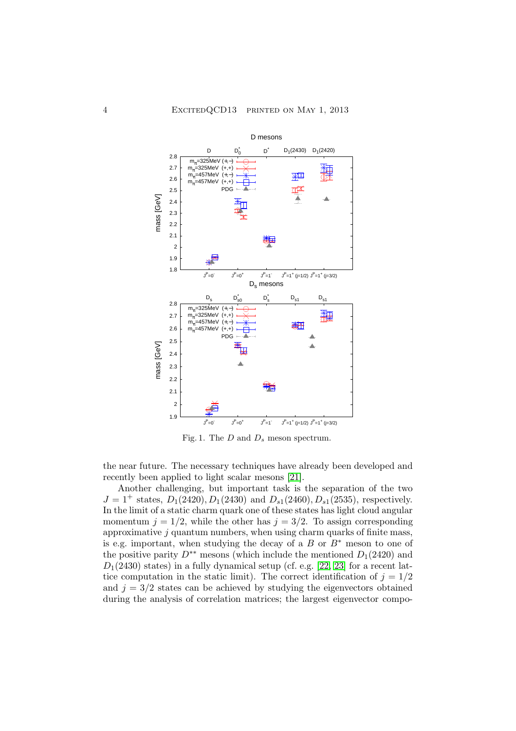Fig. 1. The $D$ and $D_s$ meson spectrum.

the near future. The necessary techniques have already been developed and recently been applied to light scalar mesons [21].

Another challenging, but important task is the separation of the two $J = 1^+$ states, $D_1(2420), D_1(2430)$ and $D_{s1}(2460), D_{s1}(2535)$, respectively. In the limit of a static charm quark one of these states has light cloud angular momentum $j = 1/2$, while the other has $j = 3/2$. To assign corresponding approximative $j$ quantum numbers, when using charm quarks of finite mass, is e.g. important, when studying the decay of a $B$ or $B^*$ meson to one of the positive parity $D^{**}$ mesons (which include the mentioned $D_1(2420)$ and $D_1(2430)$ states) in a fully dynamical setup (cf. e.g. [22, 23] for a recent lattice computation in the static limit). The correct identification of $j = 1/2$ and $j = 3/2$ states can be achieved by studying the eigenvectors obtained during the analysis of correlation matrices; the largest eigenvector compo-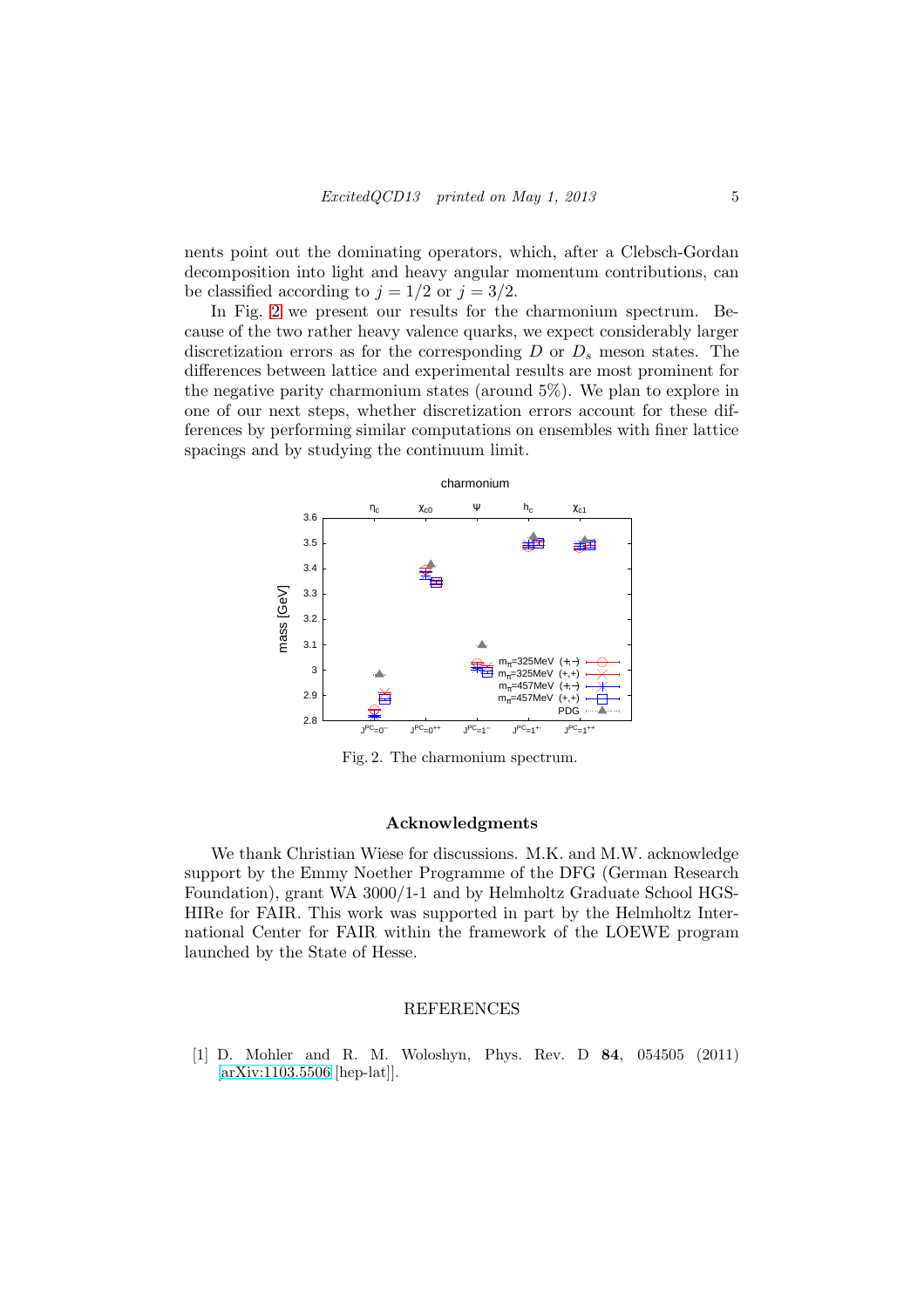nents point out the dominating operators, which, after a Clebsch-Gordan decomposition into light and heavy angular momentum contributions, can be classified according to $j = 1/2$ or $j = 3/2$.

In Fig. 2 we present our results for the charmonium spectrum. Because of the two rather heavy valence quarks, we expect considerably larger discretization errors as for the corresponding $D$ or $D_s$ meson states. The differences between lattice and experimental results are most prominent for the negative parity charmonium states (around 5%). We plan to explore in one of our next steps, whether discretization errors account for these differences by performing similar computations on ensembles with finer lattice spacings and by studying the continuum limit.

Fig. 2. The charmonium spectrum.

## Acknowledgments

We thank Christian Wiese for discussions. M.K. and M.W. acknowledge support by the Emmy Noether Programme of the DFG (German Research Foundation), grant WA 3000/1-1 and by Helmholtz Graduate School HGS-HIRe for FAIR. This work was supported in part by the Helmholtz International Center for FAIR within the framework of the LOEWE program launched by the State of Hesse.

## REFERENCES

[1] D. Mohler and R. M. Woloshyn, Phys. Rev. D **84**, 054505 (2011) [arXiv:1103.5506 [hep-lat]].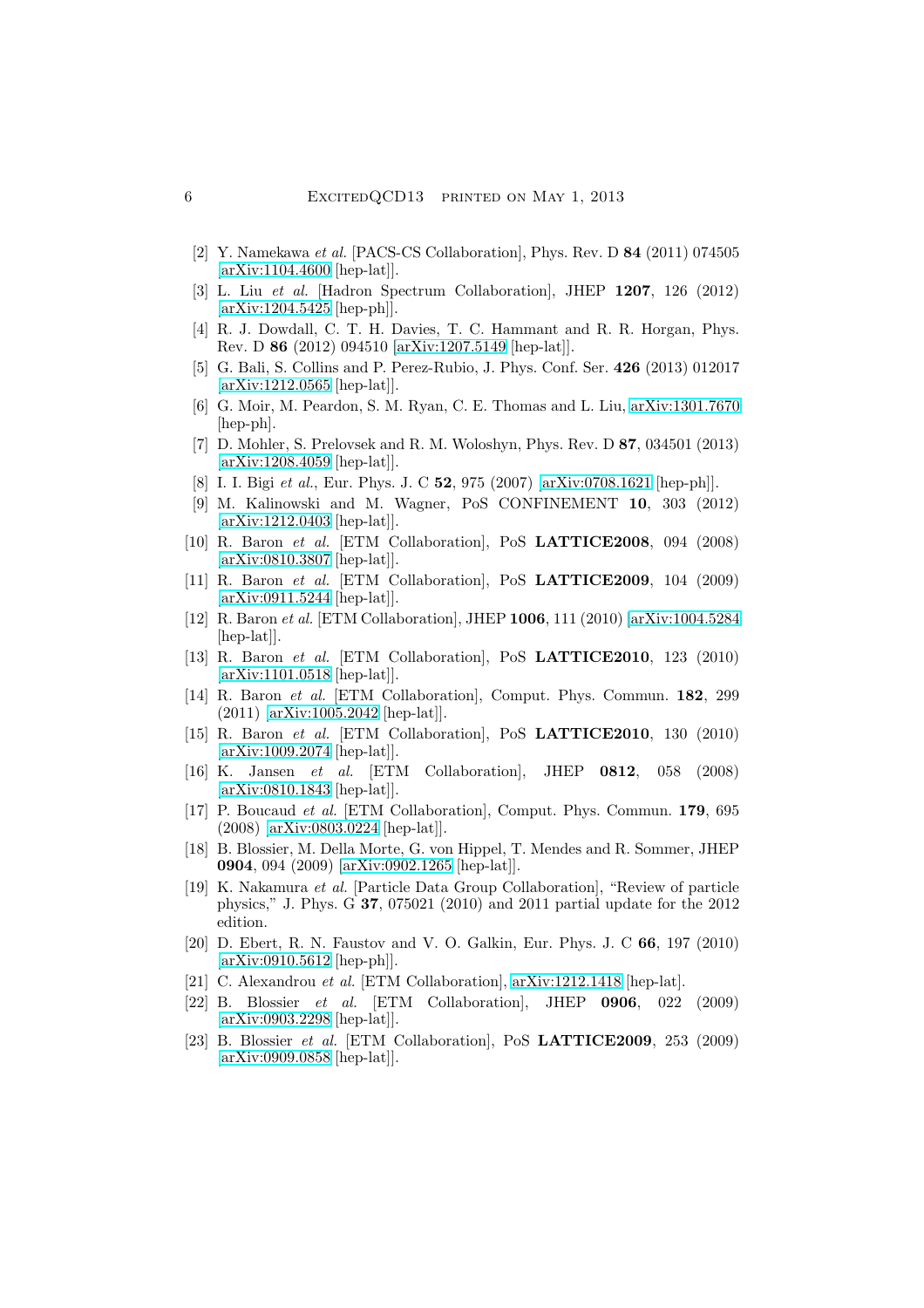[2] Y. Namekawa *et al.* [PACS-CS Collaboration], Phys. Rev. D **84** (2011) 074505 [arXiv:1104.4600 [hep-lat]].

[3] L. Liu *et al.* [Hadron Spectrum Collaboration], JHEP **1207**, 126 (2012) [arXiv:1204.5425 [hep-ph]].

[4] R. J. Dowdall, C. T. H. Davies, T. C. Hammant and R. R. Horgan, Phys. Rev. D **86** (2012) 094510 [arXiv:1207.5149 [hep-lat]].

[5] G. Bali, S. Collins and P. Perez-Rubio, J. Phys. Conf. Ser. **426** (2013) 012017 [arXiv:1212.0565 [hep-lat]].

[6] G. Moir, M. Peardon, S. M. Ryan, C. E. Thomas and L. Liu, arXiv:1301.7670 [hep-ph].

[7] D. Mohler, S. Prelovsek and R. M. Woloshyn, Phys. Rev. D **87**, 034501 (2013) [arXiv:1208.4059 [hep-lat]].

[8] I. I. Bigi *et al.*, Eur. Phys. J. C **52**, 975 (2007) [arXiv:0708.1621 [hep-ph]].

[9] M. Kalinowski and M. Wagner, PoS CONFINEMENT **10**, 303 (2012) [arXiv:1212.0403 [hep-lat]].

[10] R. Baron *et al.* [ETM Collaboration], PoS **LATTICE2008**, 094 (2008) [arXiv:0810.3807 [hep-lat]].

[11] R. Baron *et al.* [ETM Collaboration], PoS **LATTICE2009**, 104 (2009) [arXiv:0911.5244 [hep-lat]].

[12] R. Baron *et al.* [ETM Collaboration], JHEP **1006**, 111 (2010) [arXiv:1004.5284 [hep-lat]].

[13] R. Baron *et al.* [ETM Collaboration], PoS **LATTICE2010**, 123 (2010) [arXiv:1101.0518 [hep-lat]].

[14] R. Baron *et al.* [ETM Collaboration], Comput. Phys. Commun. **182**, 299 (2011) [arXiv:1005.2042 [hep-lat]].

[15] R. Baron *et al.* [ETM Collaboration], PoS **LATTICE2010**, 130 (2010) [arXiv:1009.2074 [hep-lat]].

[16] K. Jansen *et al.* [ETM Collaboration], JHEP **0812**, 058 (2008) [arXiv:0810.1843 [hep-lat]].

[17] P. Boucaud *et al.* [ETM Collaboration], Comput. Phys. Commun. **179**, 695 (2008) [arXiv:0803.0224 [hep-lat]].

[18] B. Blossier, M. Della Morte, G. von Hippel, T. Mendes and R. Sommer, JHEP **0904**, 094 (2009) [arXiv:0902.1265 [hep-lat]].

[19] K. Nakamura *et al.* [Particle Data Group Collaboration], "Review of particle physics," J. Phys. G **37**, 075021 (2010) and 2011 partial update for the 2012 edition.

[20] D. Ebert, R. N. Faustov and V. O. Galkin, Eur. Phys. J. C **66**, 197 (2010) [arXiv:0910.5612 [hep-ph]].

[21] C. Alexandrou *et al.* [ETM Collaboration], arXiv:1212.1418 [hep-lat].

[22] B. Blossier *et al.* [ETM Collaboration], JHEP **0906**, 022 (2009) [arXiv:0903.2298 [hep-lat]].

[23] B. Blossier *et al.* [ETM Collaboration], PoS **LATTICE2009**, 253 (2009) [arXiv:0909.0858 [hep-lat]].